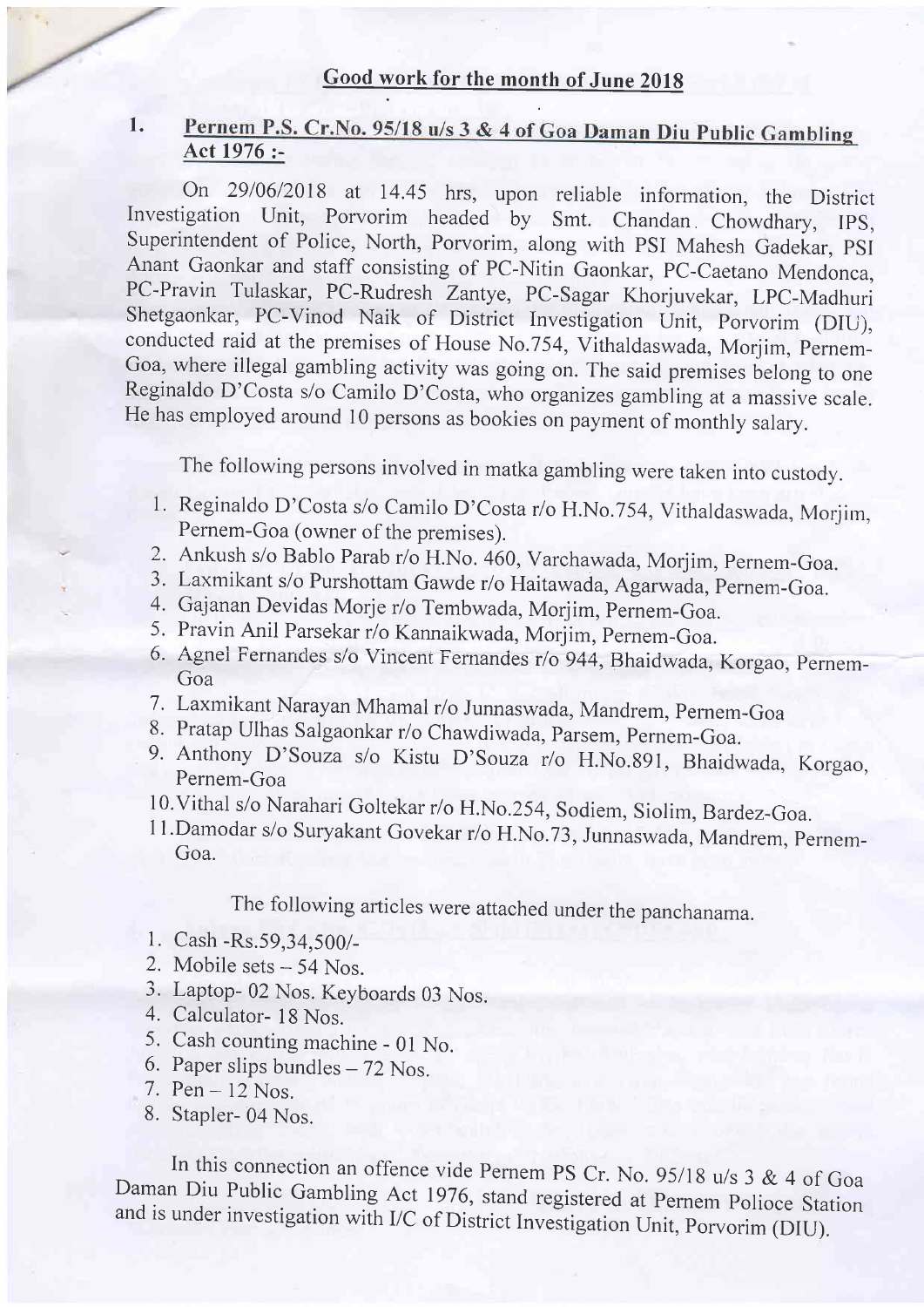## Good work for the month of June 2018

### 1. Pernem P.S. Cr.No. 95/18 u/s 3 & 4 of Goa Daman Diu Public Gambling Act 1976 :-

On 29/06/2018 at 14.45 hrs, upon reliable information, the District Investigation Unit, Porvorim headed by Smt. Chandan. Chowdhary, IPS, Superintendent of Police, North, Porvorim, along with PSI Mahesh Gadekar, PSI Anant Gaonkar and staff consisting of PC-Nitin Gaonkar, PC-Caetano Mendonca, PC-Pravin Tulaskar, PC-Rudresh Zantye, PC-Sagar Khorjuvekar, LPC-Madhuri Shetgaonkar, PC-Vinod Naik of District Investigation Unit, Porvorim (DIU), conducted raid at the premises of House No.754, Vithaldaswada, Morjim, Pernem-Goa, where illegal gambling activity was going on. The said premises belong to one Reginaldo D'Costa s/o Camilo D'Costa, who organizes gambling at a massive scale. He has employed around 10 persons as bookies on payment of monthly salary.

The following persons involved in matka gambling were taken into custody.

1. Reginaldo D'Costa s/o Camilo D'Costa r/o H.No.754, Vithaldaswada, Morjim, Pernem-Goa (owner of the premises).
2. Ankush s/o Bablo Parab r/o H.No. 460, Varchawada, Morjim, Pernem-Goa.
3. Laxmikant s/o Purshottam Gawde r/o Haitawada, Agarwada, Pernem-Goa.
4. Gajanan Devidas Morje r/o Tembwada, Morjim, Pernem-Goa.
5. Pravin Anil Parsekar r/o Kannaikwada, Morjim, Pernem-Goa.
6. Agnel Fernandes s/o Vincent Fernandes r/o 944, Bhaidwada, Korgao, Pernem-Goa
7. Laxmikant Narayan Mhamal r/o Junnaswada, Mandrem, Pernem-Goa
8. Pratap Ulhas Salgaonkar r/o Chawdiwada, Parsem, Pernem-Goa.
9. Anthony D'Souza s/o Kistu D'Souza r/o H.No.891, Bhaidwada, Korgao, Pernem-Goa
10. Vithal s/o Narahari Goltekar r/o H.No.254, Sodiem, Siolim, Bardez-Goa.
11. Damodar s/o Suryakant Govekar r/o H.No.73, Junnaswada, Mandrem, Pernem-Goa.

The following articles were attached under the panchanama.

1. Cash -Rs.59,34,500/-
2. Mobile sets – 54 Nos.
3. Laptop- 02 Nos. Keyboards 03 Nos.
4. Calculator- 18 Nos.
5. Cash counting machine - 01 No.
6. Paper slips bundles – 72 Nos.
7. Pen – 12 Nos.
8. Stapler- 04 Nos.

In this connection an offence vide Pernem PS Cr. No. 95/18 u/s 3 & 4 of Goa Daman Diu Public Gambling Act 1976, stand registered at Pernem Polioce Station and is under investigation with I/C of District Investigation Unit, Porvorim (DIU).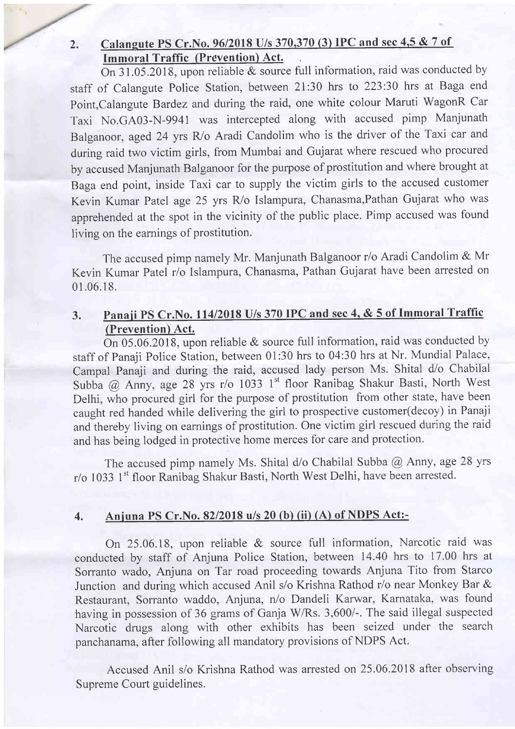## 2. Calangute PS Cr.No. 96/2018 U/s 370,370 (3) IPC and sec 4,5 & 7 of Immoral Traffic (Prevention) Act.

On 31.05.2018, upon reliable & source full information, raid was conducted by staff of Calangute Police Station, between 21:30 hrs to 223:30 hrs at Baga end Point,Calangute Bardez and during the raid, one white colour Maruti WagonR Car Taxi No.GA03-N-9941 was intercepted along with accused pimp Manjunath Balganoor, aged 24 yrs R/o Aradi Candolim who is the driver of the Taxi car and during raid two victim girls, from Mumbai and Gujarat where rescued who procured by accused Manjunath Balganoor for the purpose of prostitution and where brought at Baga end point, inside Taxi car to supply the victim girls to the accused customer Kevin Kumar Patel age 25 yrs R/o Islampura, Chanasma,Pathan Gujarat who was apprehended at the spot in the vicinity of the public place. Pimp accused was found living on the earnings of prostitution.

The accused pimp namely Mr. Manjunath Balganoor r/o Aradi Candolim & Mr Kevin Kumar Patel r/o Islampura, Chanasma, Pathan Gujarat have been arrested on 01.06.18.

## 3. Panaji PS Cr.No. 114/2018 U/s 370 IPC and sec 4, & 5 of Immoral Traffic (Prevention) Act.

On 05.06.2018, upon reliable & source full information, raid was conducted by staff of Panaji Police Station, between 01:30 hrs to 04:30 hrs at Nr. Mundial Palace, Campal Panaji and during the raid, accused lady person Ms. Shital d/o Chabilal Subba @ Anny, age 28 yrs r/o 1033 1st floor Ranibag Shakur Basti, North West Delhi, who procured girl for the purpose of prostitution from other state, have been caught red handed while delivering the girl to prospective customer(decoy) in Panaji and thereby living on earnings of prostitution. One victim girl rescued during the raid and has being lodged in protective home merces for care and protection.

The accused pimp namely Ms. Shital d/o Chabilal Subba @ Anny, age 28 yrs r/o 1033 1st floor Ranibag Shakur Basti, North West Delhi, have been arrested.

## 4. Anjuna PS Cr.No. 82/2018 u/s 20 (b) (ii) (A) of NDPS Act:-

On 25.06.18, upon reliable & source full information, Narcotic raid was conducted by staff of Anjuna Police Station, between 14.40 hrs to 17.00 hrs at Sorranto wado, Anjuna on Tar road proceeding towards Anjuna Tito from Starco Junction and during which accused Anil s/o Krishna Rathod r/o near Monkey Bar & Restaurant, Sorranto waddo, Anjuna, n/o Dandeli Karwar, Karnataka, was found having in possession of 36 grams of Ganja W/Rs. 3,600/-. The said illegal suspected Narcotic drugs along with other exhibits has been seized under the search panchanama, after following all mandatory provisions of NDPS Act.

Accused Anil s/o Krishna Rathod was arrested on 25.06.2018 after observing Supreme Court guidelines.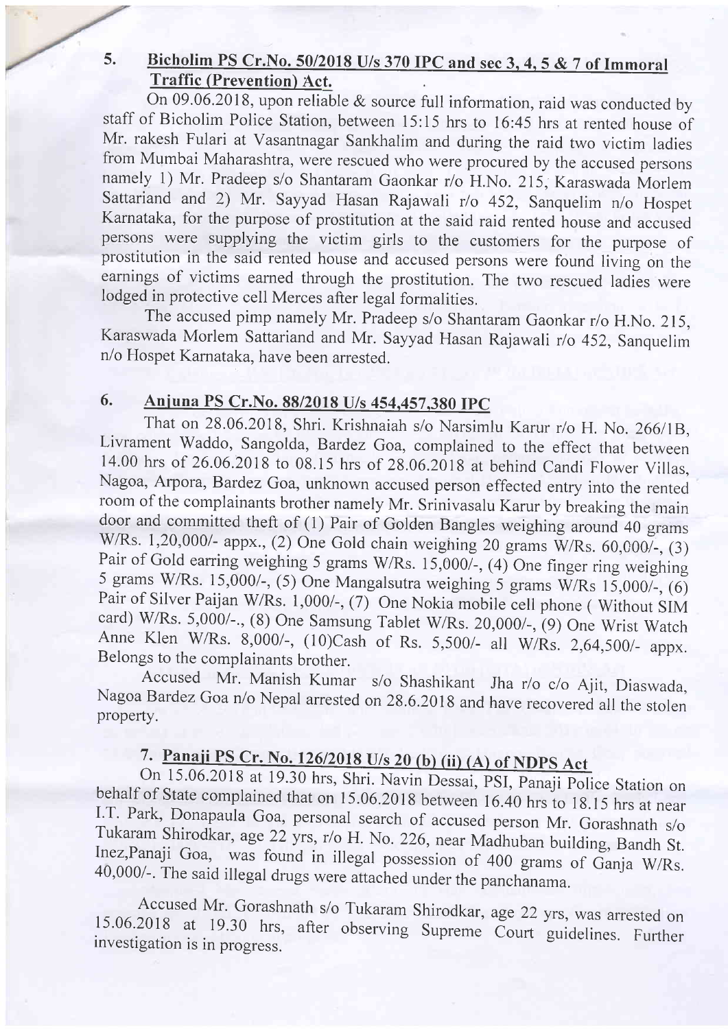## 5. Bicholim PS Cr.No. 50/2018 U/s 370 IPC and sec 3, 4, 5 & 7 of Immoral Traffic (Prevention) Act.

On 09.06.2018, upon reliable & source full information, raid was conducted by staff of Bicholim Police Station, between 15:15 hrs to 16:45 hrs at rented house of Mr. rakesh Fulari at Vasantnagar Sankhalim and during the raid two victim ladies from Mumbai Maharashtra, were rescued who were procured by the accused persons namely 1) Mr. Pradeep s/o Shantaram Gaonkar r/o H.No. 215, Karaswada Morlem Sattariand and 2) Mr. Sayyad Hasan Rajawali r/o 452, Sanquelim n/o Hospet Karnataka, for the purpose of prostitution at the said raid rented house and accused persons were supplying the victim girls to the customers for the purpose of prostitution in the said rented house and accused persons were found living on the earnings of victims earned through the prostitution. The two rescued ladies were lodged in protective cell Merces after legal formalities.

The accused pimp namely Mr. Pradeep s/o Shantaram Gaonkar r/o H.No. 215, Karaswada Morlem Sattariand and Mr. Sayyad Hasan Rajawali r/o 452, Sanquelim n/o Hospet Karnataka, have been arrested.

## 6. Anjuna PS Cr.No. 88/2018 U/s 454,457,380 IPC

That on 28.06.2018, Shri. Krishnaiah s/o Narsimlu Karur r/o H. No. 266/1B, Livrament Waddo, Sangolda, Bardez Goa, complained to the effect that between 14.00 hrs of 26.06.2018 to 08.15 hrs of 28.06.2018 at behind Candi Flower Villas, Nagoa, Arpora, Bardez Goa, unknown accused person effected entry into the rented room of the complainants brother namely Mr. Srinivasalu Karur by breaking the main door and committed theft of (1) Pair of Golden Bangles weighing around 40 grams W/Rs. 1,20,000/- appx., (2) One Gold chain weighing 20 grams W/Rs. 60,000/-, (3) Pair of Gold earring weighing 5 grams W/Rs. 15,000/-, (4) One finger ring weighing 5 grams W/Rs. 15,000/-, (5) One Mangalsutra weighing 5 grams W/Rs 15,000/-, (6) Pair of Silver Paijan W/Rs. 1,000/-, (7) One Nokia mobile cell phone ( Without SIM card) W/Rs. 5,000/-., (8) One Samsung Tablet W/Rs. 20,000/-, (9) One Wrist Watch Anne Klen W/Rs. 8,000/-, (10)Cash of Rs. 5,500/- all W/Rs. 2,64,500/- appx. Belongs to the complainants brother.

Accused Mr. Manish Kumar s/o Shashikant Jha r/o c/o Ajit, Diaswada, Nagoa Bardez Goa n/o Nepal arrested on 28.6.2018 and have recovered all the stolen property.

## 7. Panaji PS Cr. No. 126/2018 U/s 20 (b) (ii) (A) of NDPS Act

On 15.06.2018 at 19.30 hrs, Shri. Navin Dessai, PSI, Panaji Police Station on behalf of State complained that on 15.06.2018 between 16.40 hrs to 18.15 hrs at near I.T. Park, Donapaula Goa, personal search of accused person Mr. Gorashnath s/o Tukaram Shirodkar, age 22 yrs, r/o H. No. 226, near Madhuban building, Bandh St. Inez,Panaji Goa, was found in illegal possession of 400 grams of Ganja W/Rs. 40,000/-. The said illegal drugs were attached under the panchanama.

Accused Mr. Gorashnath s/o Tukaram Shirodkar, age 22 yrs, was arrested on 15.06.2018 at 19.30 hrs, after observing Supreme Court guidelines. Further investigation is in progress.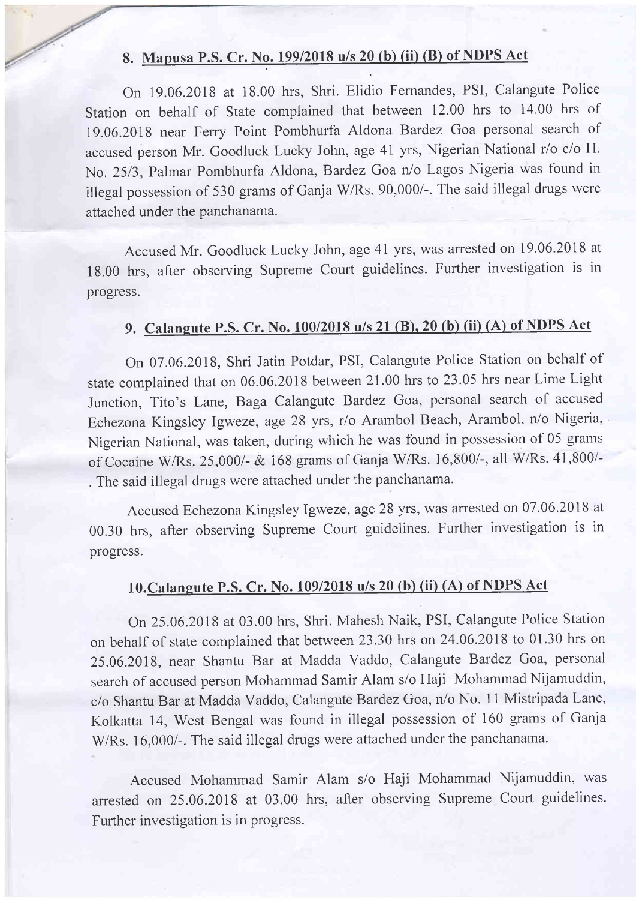## 8. Mapusa P.S. Cr. No. 199/2018 u/s 20 (b) (ii) (B) of NDPS Act

On 19.06.2018 at 18.00 hrs, Shri. Elidio Fernandes, PSI, Calangute Police Station on behalf of State complained that between 12.00 hrs to 14.00 hrs of 19.06.2018 near Ferry Point Pombhurfa Aldona Bardez Goa personal search of accused person Mr. Goodluck Lucky John, age 41 yrs, Nigerian National r/o c/o H. No. 25/3, Palmar Pombhurfa Aldona, Bardez Goa n/o Lagos Nigeria was found in illegal possession of 530 grams of Ganja W/Rs. 90,000/-. The said illegal drugs were attached under the panchanama.

Accused Mr. Goodluck Lucky John, age 41 yrs, was arrested on 19.06.2018 at 18.00 hrs, after observing Supreme Court guidelines. Further investigation is in progress.

## 9. Calangute P.S. Cr. No. 100/2018 u/s 21 (B), 20 (b) (ii) (A) of NDPS Act

On 07.06.2018, Shri Jatin Potdar, PSI, Calangute Police Station on behalf of state complained that on 06.06.2018 between 21.00 hrs to 23.05 hrs near Lime Light Junction, Tito's Lane, Baga Calangute Bardez Goa, personal search of accused Echezona Kingsley Igweze, age 28 yrs, r/o Arambol Beach, Arambol, n/o Nigeria, Nigerian National, was taken, during which he was found in possession of 05 grams of Cocaine W/Rs. 25,000/- & 168 grams of Ganja W/Rs. 16,800/-, all W/Rs. 41,800/- . The said illegal drugs were attached under the panchanama.

Accused Echezona Kingsley Igweze, age 28 yrs, was arrested on 07.06.2018 at 00.30 hrs, after observing Supreme Court guidelines. Further investigation is in progress.

## 10. Calangute P.S. Cr. No. 109/2018 u/s 20 (b) (ii) (A) of NDPS Act

On 25.06.2018 at 03.00 hrs, Shri. Mahesh Naik, PSI, Calangute Police Station on behalf of state complained that between 23.30 hrs on 24.06.2018 to 01.30 hrs on 25.06.2018, near Shantu Bar at Madda Vaddo, Calangute Bardez Goa, personal search of accused person Mohammad Samir Alam s/o Haji Mohammad Nijamuddin, c/o Shantu Bar at Madda Vaddo, Calangute Bardez Goa, n/o No. 11 Mistripada Lane, Kolkatta 14, West Bengal was found in illegal possession of 160 grams of Ganja W/Rs. 16,000/-. The said illegal drugs were attached under the panchanama.

Accused Mohammad Samir Alam s/o Haji Mohammad Nijamuddin, was arrested on 25.06.2018 at 03.00 hrs, after observing Supreme Court guidelines. Further investigation is in progress.